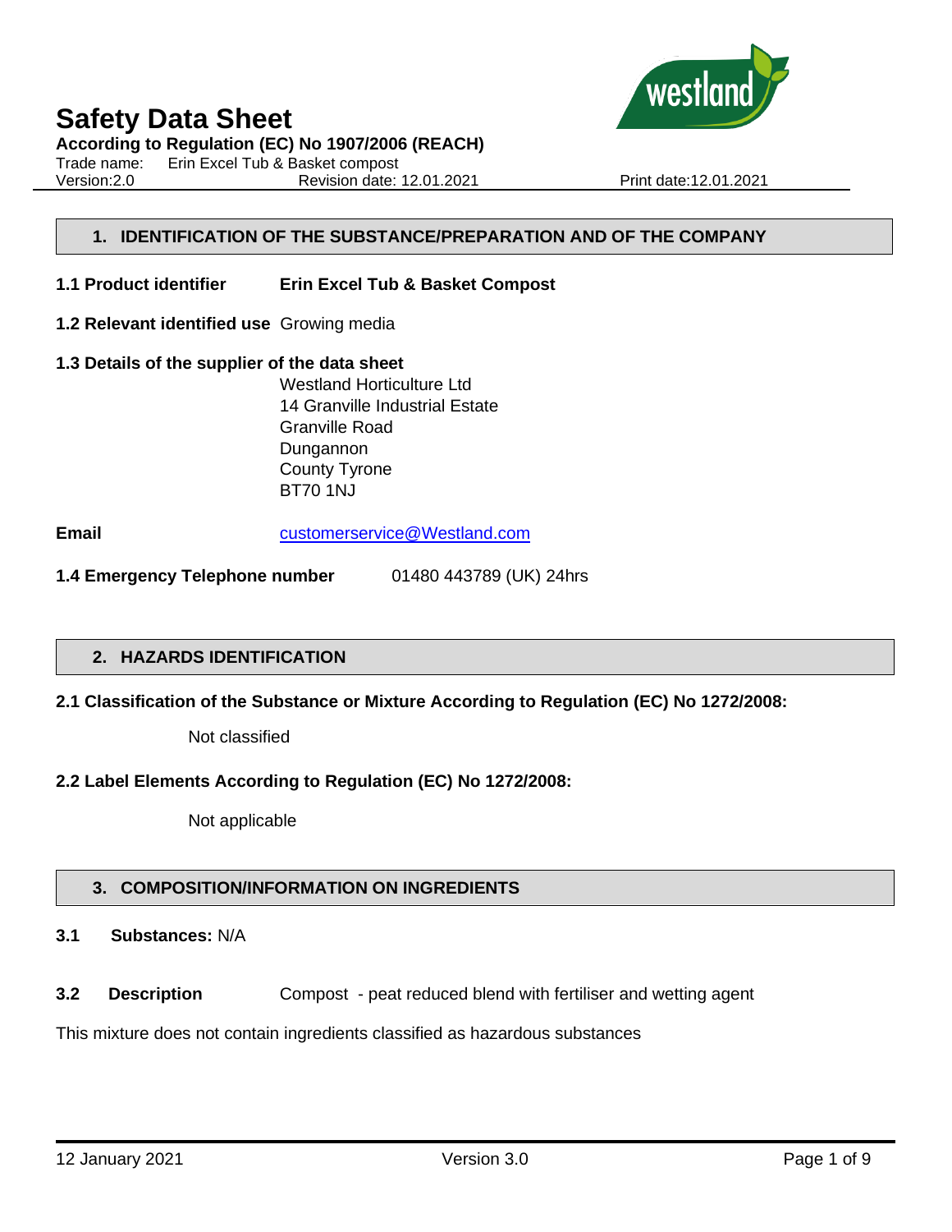# Safety Data Sheet

**According to Regulation (EC) No 1907/2006 (REACH)**

Trade name: Erin Excel Tub & Basket compost
Version:2.0 Revision date: 12.01.2021 Print date:12.01.2021

## 1. IDENTIFICATION OF THE SUBSTANCE/PREPARATION AND OF THE COMPANY

**1.1 Product identifier** **Erin Excel Tub & Basket Compost**

**1.2 Relevant identified use** Growing media

**1.3 Details of the supplier of the data sheet**

Westland Horticulture Ltd
14 Granville Industrial Estate
Granville Road
Dungannon
County Tyrone
BT70 1NJ

**Email** customerservice@Westland.com

**1.4 Emergency Telephone number** 01480 443789 (UK) 24hrs

## 2. HAZARDS IDENTIFICATION

**2.1 Classification of the Substance or Mixture According to Regulation (EC) No 1272/2008:**

Not classified

**2.2 Label Elements According to Regulation (EC) No 1272/2008:**

Not applicable

## 3. COMPOSITION/INFORMATION ON INGREDIENTS

**3.1 Substances:** N/A

**3.2 Description** Compost - peat reduced blend with fertiliser and wetting agent

This mixture does not contain ingredients classified as hazardous substances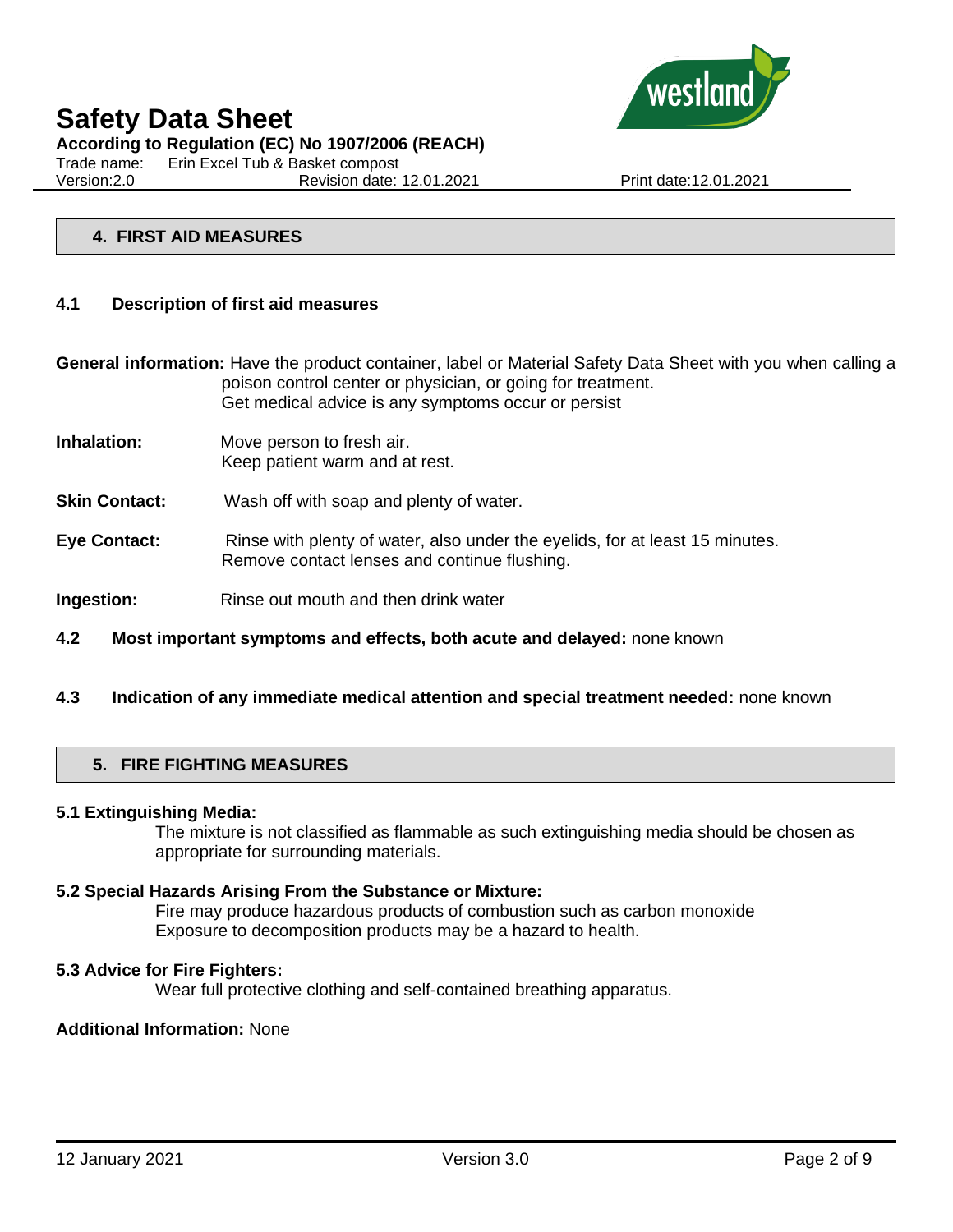## 4. FIRST AID MEASURES

### 4.1 Description of first aid measures

**General information:** Have the product container, label or Material Safety Data Sheet with you when calling a poison control center or physician, or going for treatment.
Get medical advice is any symptoms occur or persist

**Inhalation:** Move person to fresh air.
Keep patient warm and at rest.

**Skin Contact:** Wash off with soap and plenty of water.

**Eye Contact:** Rinse with plenty of water, also under the eyelids, for at least 15 minutes.
Remove contact lenses and continue flushing.

**Ingestion:** Rinse out mouth and then drink water

### 4.2 Most important symptoms and effects, both acute and delayed: none known

### 4.3 Indication of any immediate medical attention and special treatment needed: none known

## 5. FIRE FIGHTING MEASURES

**5.1 Extinguishing Media:**

The mixture is not classified as flammable as such extinguishing media should be chosen as appropriate for surrounding materials.

**5.2 Special Hazards Arising From the Substance or Mixture:**

Fire may produce hazardous products of combustion such as carbon monoxide
Exposure to decomposition products may be a hazard to health.

**5.3 Advice for Fire Fighters:**

Wear full protective clothing and self-contained breathing apparatus.

**Additional Information:** None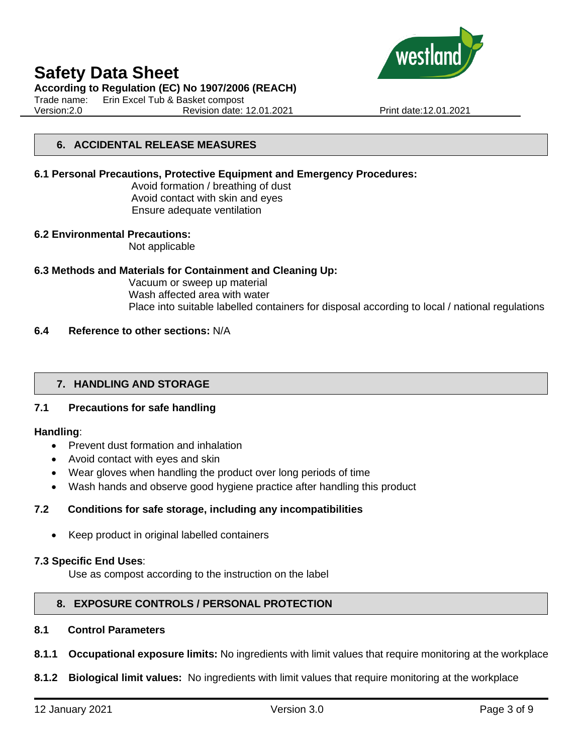## 6. ACCIDENTAL RELEASE MEASURES

**6.1 Personal Precautions, Protective Equipment and Emergency Procedures:**

Avoid formation / breathing of dust
Avoid contact with skin and eyes
Ensure adequate ventilation

**6.2 Environmental Precautions:**

Not applicable

**6.3 Methods and Materials for Containment and Cleaning Up:**

Vacuum or sweep up material
Wash affected area with water
Place into suitable labelled containers for disposal according to local / national regulations

**6.4 Reference to other sections:** N/A

## 7. HANDLING AND STORAGE

**7.1 Precautions for safe handling**

**Handling**:

- Prevent dust formation and inhalation
- Avoid contact with eyes and skin
- Wear gloves when handling the product over long periods of time
- Wash hands and observe good hygiene practice after handling this product

**7.2 Conditions for safe storage, including any incompatibilities**

- Keep product in original labelled containers

**7.3 Specific End Uses**:

Use as compost according to the instruction on the label

## 8. EXPOSURE CONTROLS / PERSONAL PROTECTION

**8.1 Control Parameters**

**8.1.1 Occupational exposure limits:** No ingredients with limit values that require monitoring at the workplace

**8.1.2 Biological limit values:** No ingredients with limit values that require monitoring at the workplace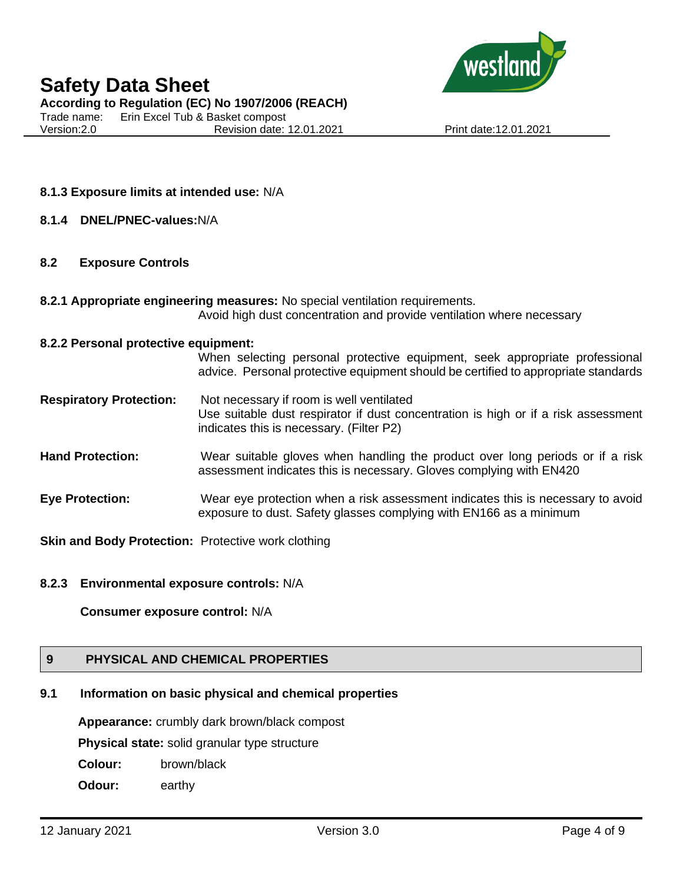**8.1.3 Exposure limits at intended use:** N/A

**8.1.4 DNEL/PNEC-values:** N/A

## 8.2 Exposure Controls

**8.2.1 Appropriate engineering measures:** No special ventilation requirements.
Avoid high dust concentration and provide ventilation where necessary

**8.2.2 Personal protective equipment:**
When selecting personal protective equipment, seek appropriate professional advice. Personal protective equipment should be certified to appropriate standards

**Respiratory Protection:** Not necessary if room is well ventilated
Use suitable dust respirator if dust concentration is high or if a risk assessment indicates this is necessary. (Filter P2)

**Hand Protection:** Wear suitable gloves when handling the product over long periods or if a risk assessment indicates this is necessary. Gloves complying with EN420

**Eye Protection:** Wear eye protection when a risk assessment indicates this is necessary to avoid exposure to dust. Safety glasses complying with EN166 as a minimum

**Skin and Body Protection:** Protective work clothing

**8.2.3 Environmental exposure controls:** N/A

**Consumer exposure control:** N/A

# 9 PHYSICAL AND CHEMICAL PROPERTIES

## 9.1 Information on basic physical and chemical properties

**Appearance:** crumbly dark brown/black compost

**Physical state:** solid granular type structure

**Colour:** brown/black

**Odour:** earthy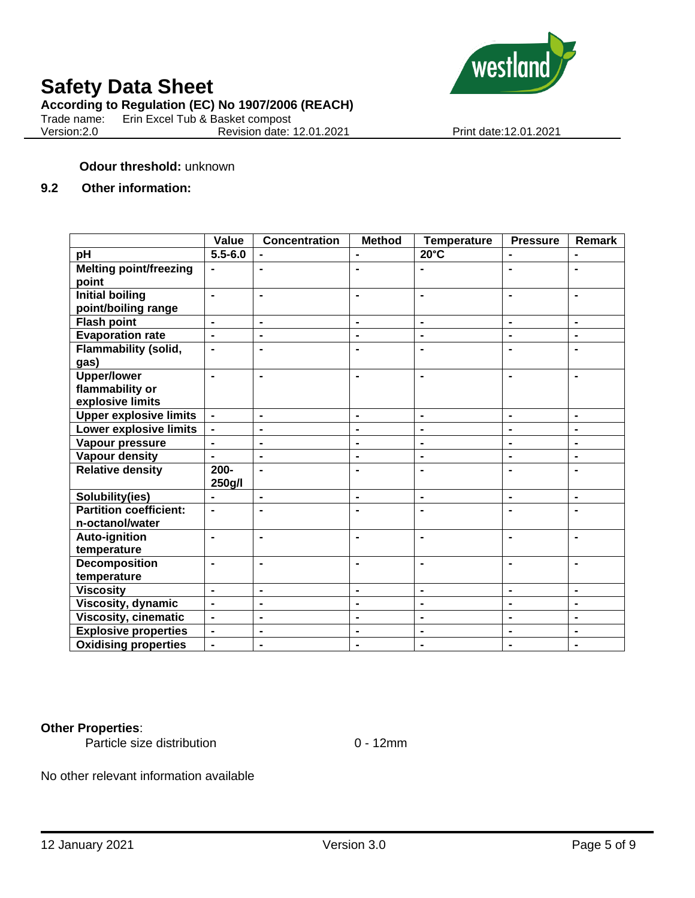**Odour threshold:** unknown

## 9.2 Other information:

| | Value | Concentration | Method | Temperature | Pressure | Remark |
|---|---|---|---|---|---|---|
| **pH** | 5.5-6.0 | - | - | 20°C | - | - |
| **Melting point/freezing point** | - | - | - | - | - | - |
| **Initial boiling point/boiling range** | - | - | - | - | - | - |
| **Flash point** | - | - | - | - | - | - |
| **Evaporation rate** | - | - | - | - | - | - |
| **Flammability (solid, gas)** | - | - | - | - | - | - |
| **Upper/lower flammability or explosive limits** | - | - | - | - | - | - |
| **Upper explosive limits** | - | - | - | - | - | - |
| **Lower explosive limits** | - | - | - | - | - | - |
| **Vapour pressure** | - | - | - | - | - | - |
| **Vapour density** | - | - | - | - | - | - |
| **Relative density** | 200-250g/l | - | - | - | - | - |
| **Solubility(ies)** | - | - | - | - | - | - |
| **Partition coefficient: n-octanol/water** | - | - | - | - | - | - |
| **Auto-ignition temperature** | - | - | - | - | - | - |
| **Decomposition temperature** | - | - | - | - | - | - |
| **Viscosity** | - | - | - | - | - | - |
| **Viscosity, dynamic** | - | - | - | - | - | - |
| **Viscosity, cinematic** | - | - | - | - | - | - |
| **Explosive properties** | - | - | - | - | - | - |
| **Oxidising properties** | - | - | - | - | - | - |

**Other Properties**:

Particle size distribution 0 - 12mm

No other relevant information available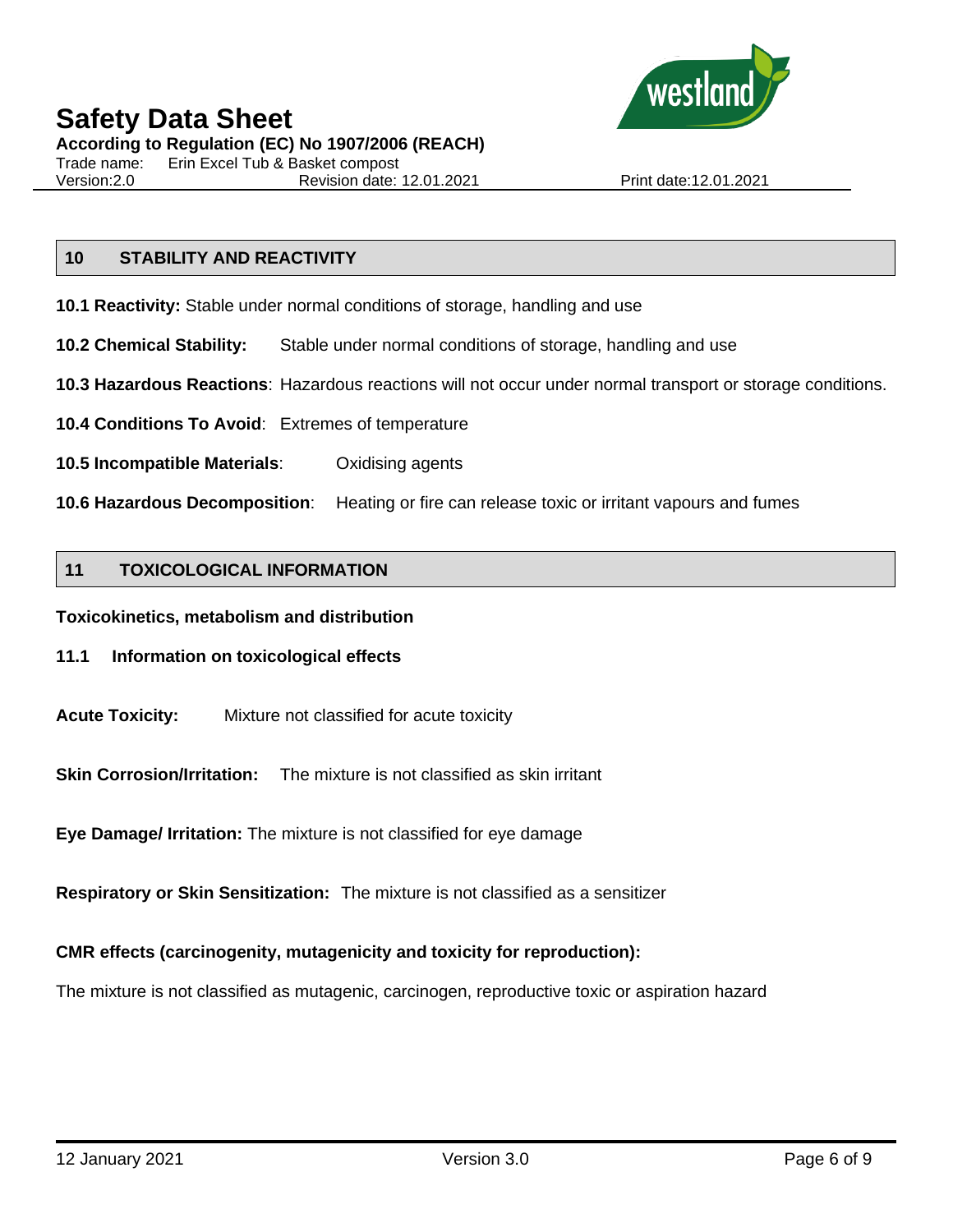## 10 STABILITY AND REACTIVITY

**10.1 Reactivity:** Stable under normal conditions of storage, handling and use

**10.2 Chemical Stability:** Stable under normal conditions of storage, handling and use

**10.3 Hazardous Reactions**: Hazardous reactions will not occur under normal transport or storage conditions.

**10.4 Conditions To Avoid**: Extremes of temperature

**10.5 Incompatible Materials**: Oxidising agents

**10.6 Hazardous Decomposition**: Heating or fire can release toxic or irritant vapours and fumes

## 11 TOXICOLOGICAL INFORMATION

**Toxicokinetics, metabolism and distribution**

### 11.1 Information on toxicological effects

**Acute Toxicity:** Mixture not classified for acute toxicity

**Skin Corrosion/Irritation:** The mixture is not classified as skin irritant

**Eye Damage/ Irritation:** The mixture is not classified for eye damage

**Respiratory or Skin Sensitization:** The mixture is not classified as a sensitizer

**CMR effects (carcinogenity, mutagenicity and toxicity for reproduction):**

The mixture is not classified as mutagenic, carcinogen, reproductive toxic or aspiration hazard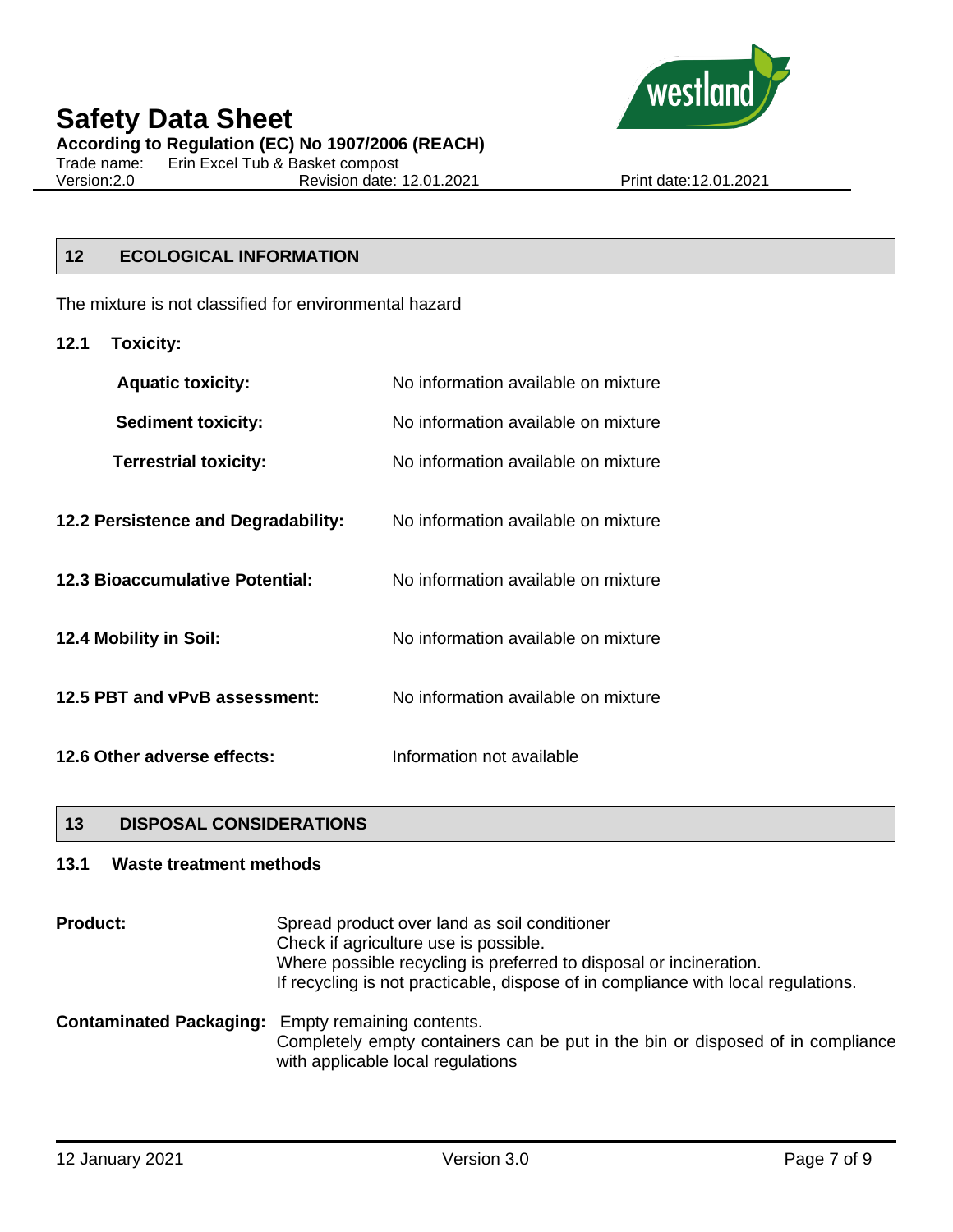## 12 ECOLOGICAL INFORMATION

The mixture is not classified for environmental hazard

### 12.1 Toxicity:

**Aquatic toxicity:** No information available on mixture

**Sediment toxicity:** No information available on mixture

**Terrestrial toxicity:** No information available on mixture

**12.2 Persistence and Degradability:** No information available on mixture

**12.3 Bioaccumulative Potential:** No information available on mixture

**12.4 Mobility in Soil:** No information available on mixture

**12.5 PBT and vPvB assessment:** No information available on mixture

**12.6 Other adverse effects:** Information not available

## 13 DISPOSAL CONSIDERATIONS

### 13.1 Waste treatment methods

**Product:** Spread product over land as soil conditioner
Check if agriculture use is possible.
Where possible recycling is preferred to disposal or incineration.
If recycling is not practicable, dispose of in compliance with local regulations.

**Contaminated Packaging:** Empty remaining contents.
Completely empty containers can be put in the bin or disposed of in compliance with applicable local regulations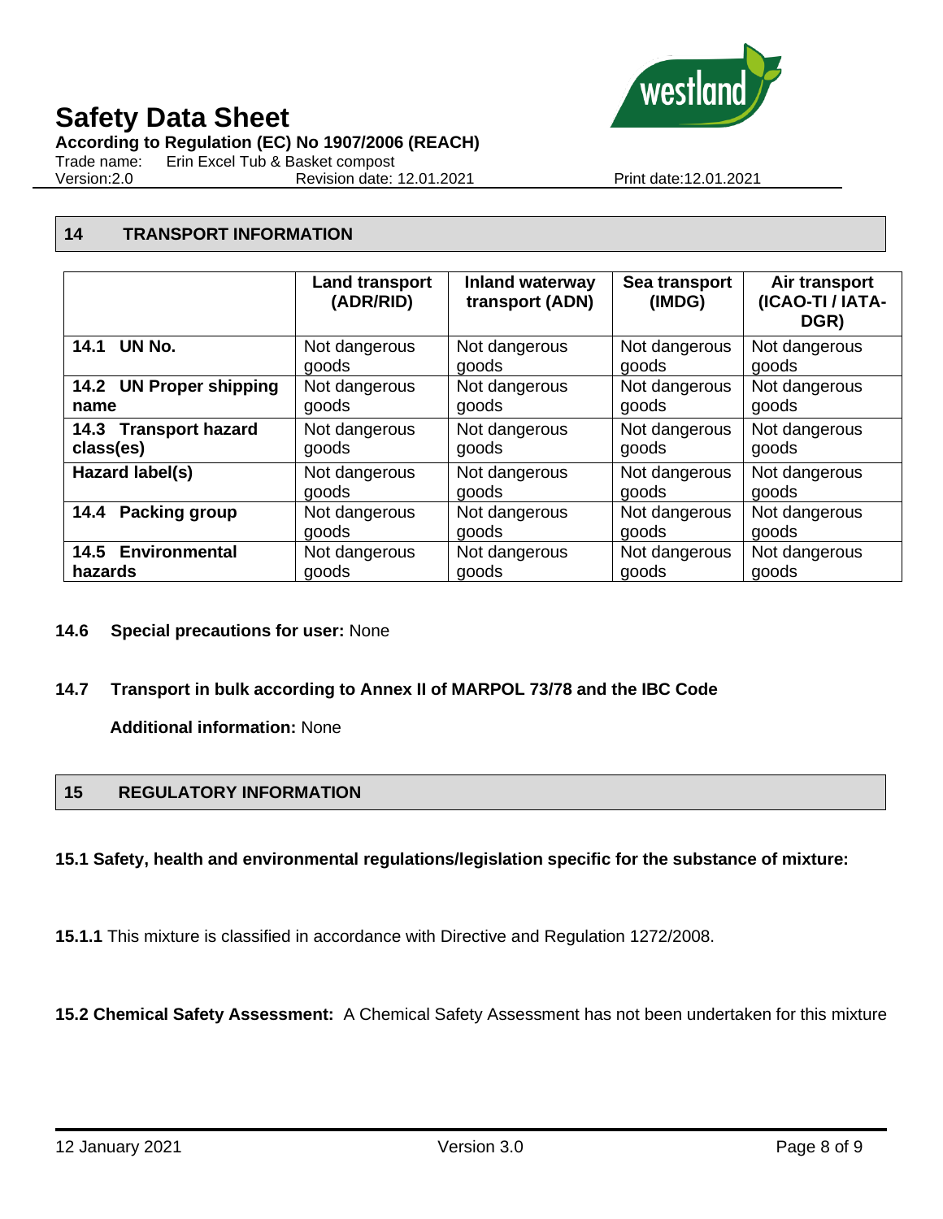## 14 TRANSPORT INFORMATION

| | Land transport (ADR/RID) | Inland waterway transport (ADN) | Sea transport (IMDG) | Air transport (ICAO-TI / IATA-DGR) |
|---|---|---|---|---|
| **14.1 UN No.** | Not dangerous goods | Not dangerous goods | Not dangerous goods | Not dangerous goods |
| **14.2 UN Proper shipping name** | Not dangerous goods | Not dangerous goods | Not dangerous goods | Not dangerous goods |
| **14.3 Transport hazard class(es)** | Not dangerous goods | Not dangerous goods | Not dangerous goods | Not dangerous goods |
| **Hazard label(s)** | Not dangerous goods | Not dangerous goods | Not dangerous goods | Not dangerous goods |
| **14.4 Packing group** | Not dangerous goods | Not dangerous goods | Not dangerous goods | Not dangerous goods |
| **14.5 Environmental hazards** | Not dangerous goods | Not dangerous goods | Not dangerous goods | Not dangerous goods |

**14.6 Special precautions for user:** None

**14.7 Transport in bulk according to Annex II of MARPOL 73/78 and the IBC Code**

**Additional information:** None

## 15 REGULATORY INFORMATION

**15.1 Safety, health and environmental regulations/legislation specific for the substance of mixture:**

**15.1.1** This mixture is classified in accordance with Directive and Regulation 1272/2008.

**15.2 Chemical Safety Assessment:** A Chemical Safety Assessment has not been undertaken for this mixture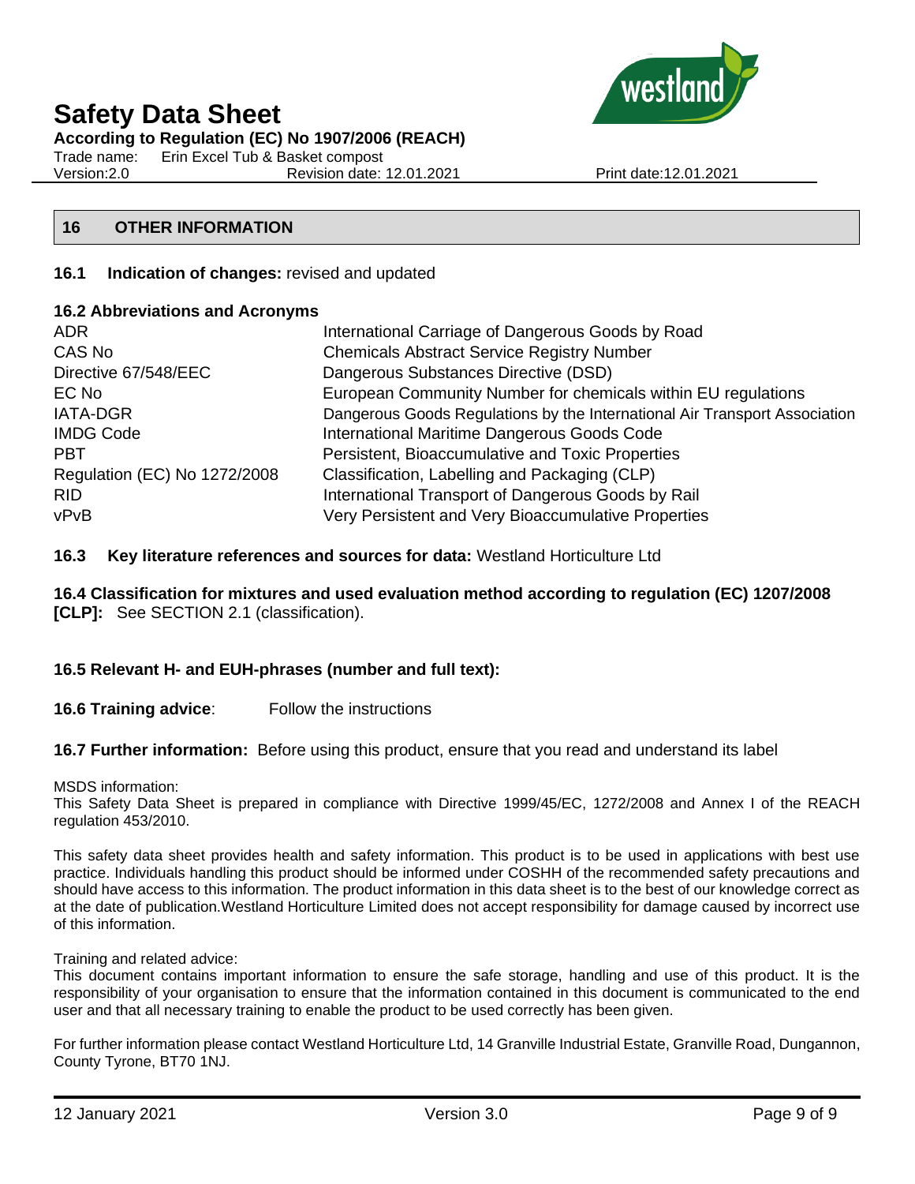## 16 OTHER INFORMATION

**16.1 Indication of changes:** revised and updated

### 16.2 Abbreviations and Acronyms

| | |
|---|---|
| ADR | International Carriage of Dangerous Goods by Road |
| CAS No | Chemicals Abstract Service Registry Number |
| Directive 67/548/EEC | Dangerous Substances Directive (DSD) |
| EC No | European Community Number for chemicals within EU regulations |
| IATA-DGR | Dangerous Goods Regulations by the International Air Transport Association |
| IMDG Code | International Maritime Dangerous Goods Code |
| PBT | Persistent, Bioaccumulative and Toxic Properties |
| Regulation (EC) No 1272/2008 | Classification, Labelling and Packaging (CLP) |
| RID | International Transport of Dangerous Goods by Rail |
| vPvB | Very Persistent and Very Bioaccumulative Properties |

**16.3 Key literature references and sources for data:** Westland Horticulture Ltd

**16.4 Classification for mixtures and used evaluation method according to regulation (EC) 1207/2008 [CLP]:** See SECTION 2.1 (classification).

**16.5 Relevant H- and EUH-phrases (number and full text):**

**16.6 Training advice**: Follow the instructions

**16.7 Further information:** Before using this product, ensure that you read and understand its label

MSDS information:
This Safety Data Sheet is prepared in compliance with Directive 1999/45/EC, 1272/2008 and Annex I of the REACH regulation 453/2010.

This safety data sheet provides health and safety information. This product is to be used in applications with best use practice. Individuals handling this product should be informed under COSHH of the recommended safety precautions and should have access to this information. The product information in this data sheet is to the best of our knowledge correct as at the date of publication.Westland Horticulture Limited does not accept responsibility for damage caused by incorrect use of this information.

Training and related advice:
This document contains important information to ensure the safe storage, handling and use of this product. It is the responsibility of your organisation to ensure that the information contained in this document is communicated to the end user and that all necessary training to enable the product to be used correctly has been given.

For further information please contact Westland Horticulture Ltd, 14 Granville Industrial Estate, Granville Road, Dungannon, County Tyrone, BT70 1NJ.